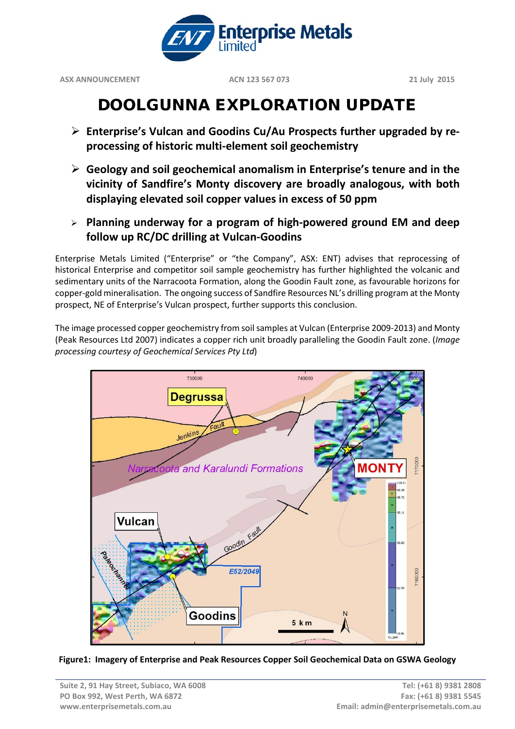ASX ANNOUNCEMENT ACN 123 567 073 21 July 2015

# DOOLGUNNA EXPLORATION UPDATE

- **Enterprise's Vulcan and Goodins Cu/Au Prospects further upgraded by re-processing of historic multi-element soil geochemistry**
- **Geology and soil geochemical anomalism in Enterprise's tenure and in the vicinity of Sandfire's Monty discovery are broadly analogous, with both displaying elevated soil copper values in excess of 50 ppm**
- **Planning underway for a program of high-powered ground EM and deep follow up RC/DC drilling at Vulcan-Goodins**

Enterprise Metals Limited ("Enterprise" or "the Company", ASX: ENT) advises that reprocessing of historical Enterprise and competitor soil sample geochemistry has further highlighted the volcanic and sedimentary units of the Narracoota Formation, along the Goodin Fault zone, as favourable horizons for copper-gold mineralisation. The ongoing success of Sandfire Resources NL's drilling program at the Monty prospect, NE of Enterprise's Vulcan prospect, further supports this conclusion.

The image processed copper geochemistry from soil samples at Vulcan (Enterprise 2009-2013) and Monty (Peak Resources Ltd 2007) indicates a copper rich unit broadly paralleling the Goodin Fault zone. (*Image processing courtesy of Geochemical Services Pty Ltd*)

**Figure1: Imagery of Enterprise and Peak Resources Copper Soil Geochemical Data on GSWA Geology**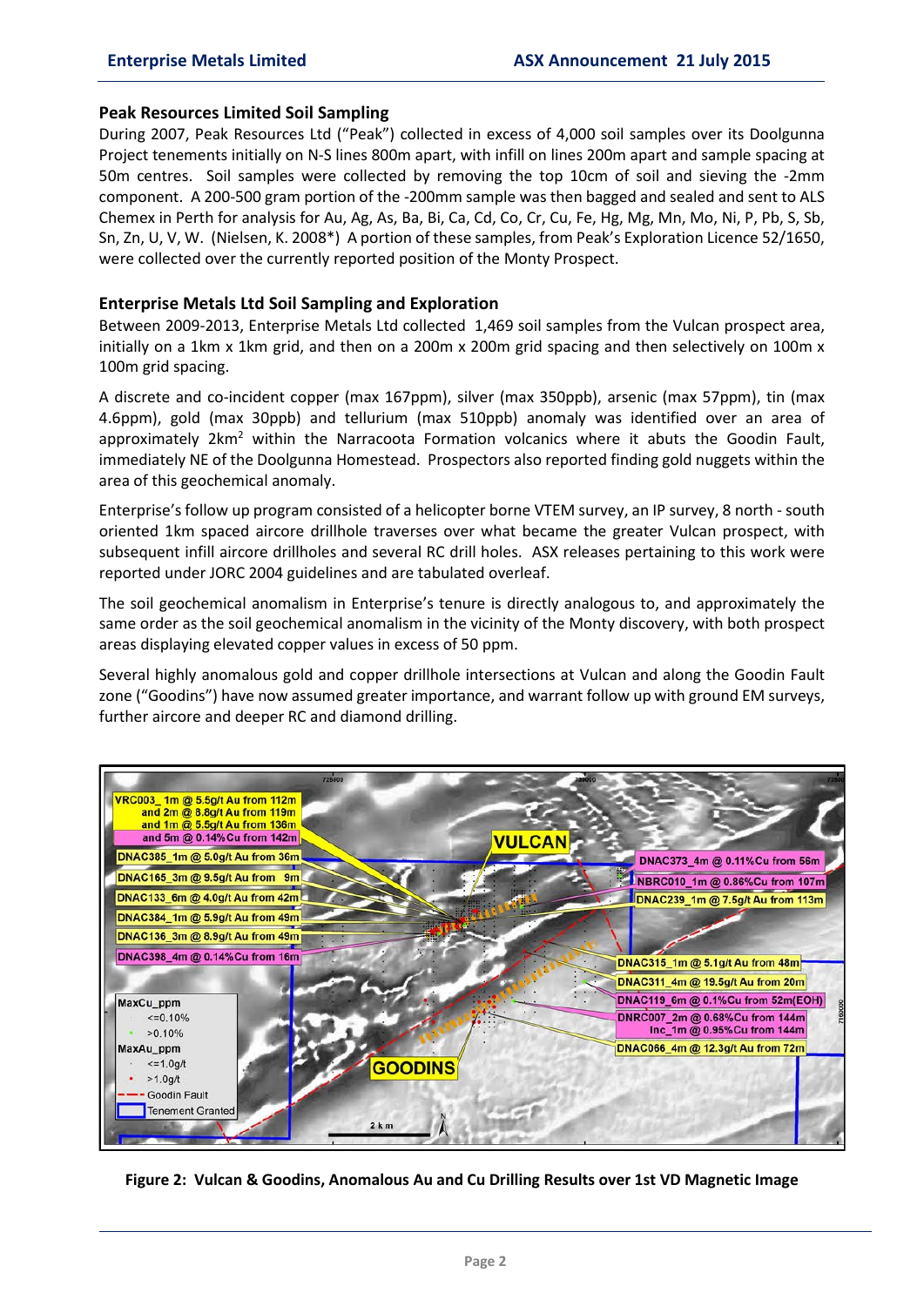### Peak Resources Limited Soil Sampling

During 2007, Peak Resources Ltd ("Peak") collected in excess of 4,000 soil samples over its Doolgunna Project tenements initially on N-S lines 800m apart, with infill on lines 200m apart and sample spacing at 50m centres. Soil samples were collected by removing the top 10cm of soil and sieving the -2mm component. A 200-500 gram portion of the -200mm sample was then bagged and sealed and sent to ALS Chemex in Perth for analysis for Au, Ag, As, Ba, Bi, Ca, Cd, Co, Cr, Cu, Fe, Hg, Mg, Mn, Mo, Ni, P, Pb, S, Sb, Sn, Zn, U, V, W. (Nielsen, K. 2008*) A portion of these samples, from Peak's Exploration Licence 52/1650, were collected over the currently reported position of the Monty Prospect.

### Enterprise Metals Ltd Soil Sampling and Exploration

Between 2009-2013, Enterprise Metals Ltd collected 1,469 soil samples from the Vulcan prospect area, initially on a 1km x 1km grid, and then on a 200m x 200m grid spacing and then selectively on 100m x 100m grid spacing.

A discrete and co-incident copper (max 167ppm), silver (max 350ppb), arsenic (max 57ppm), tin (max 4.6ppm), gold (max 30ppb) and tellurium (max 510ppb) anomaly was identified over an area of approximately 2km$^2$ within the Narracoota Formation volcanics where it abuts the Goodin Fault, immediately NE of the Doolgunna Homestead. Prospectors also reported finding gold nuggets within the area of this geochemical anomaly.

Enterprise's follow up program consisted of a helicopter borne VTEM survey, an IP survey, 8 north - south oriented 1km spaced aircore drillhole traverses over what became the greater Vulcan prospect, with subsequent infill aircore drillholes and several RC drill holes. ASX releases pertaining to this work were reported under JORC 2004 guidelines and are tabulated overleaf.

The soil geochemical anomalism in Enterprise's tenure is directly analogous to, and approximately the same order as the soil geochemical anomalism in the vicinity of the Monty discovery, with both prospect areas displaying elevated copper values in excess of 50 ppm.

Several highly anomalous gold and copper drillhole intersections at Vulcan and along the Goodin Fault zone ("Goodins") have now assumed greater importance, and warrant follow up with ground EM surveys, further aircore and deeper RC and diamond drilling.

**Figure 2: Vulcan & Goodins, Anomalous Au and Cu Drilling Results over 1st VD Magnetic Image**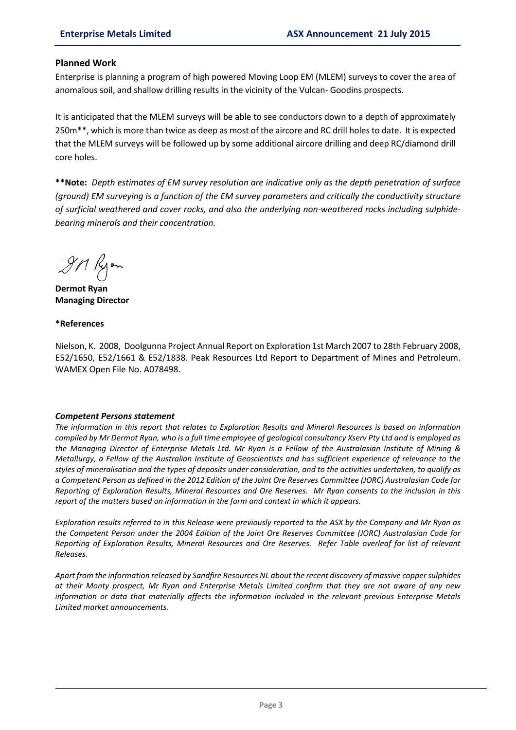## Planned Work

Enterprise is planning a program of high powered Moving Loop EM (MLEM) surveys to cover the area of anomalous soil, and shallow drilling results in the vicinity of the Vulcan- Goodins prospects.

It is anticipated that the MLEM surveys will be able to see conductors down to a depth of approximately 250m**, which is more than twice as deep as most of the aircore and RC drill holes to date. It is expected that the MLEM surveys will be followed up by some additional aircore drilling and deep RC/diamond drill core holes.

****Note:** *Depth estimates of EM survey resolution are indicative only as the depth penetration of surface (ground) EM surveying is a function of the EM survey parameters and critically the conductivity structure of surficial weathered and cover rocks, and also the underlying non-weathered rocks including sulphide-bearing minerals and their concentration.*

**Dermot Ryan**
**Managing Director**

### *References

Nielson, K. 2008, Doolgunna Project Annual Report on Exploration 1st March 2007 to 28th February 2008, E52/1650, E52/1661 & E52/1838. Peak Resources Ltd Report to Department of Mines and Petroleum. WAMEX Open File No. A078498.

### *Competent Persons statement*

*The information in this report that relates to Exploration Results and Mineral Resources is based on information compiled by Mr Dermot Ryan, who is a full time employee of geological consultancy Xserv Pty Ltd and is employed as the Managing Director of Enterprise Metals Ltd. Mr Ryan is a Fellow of the Australasian Institute of Mining & Metallurgy, a Fellow of the Australian Institute of Geoscientists and has sufficient experience of relevance to the styles of mineralisation and the types of deposits under consideration, and to the activities undertaken, to qualify as a Competent Person as defined in the 2012 Edition of the Joint Ore Reserves Committee (JORC) Australasian Code for Reporting of Exploration Results, Mineral Resources and Ore Reserves. Mr Ryan consents to the inclusion in this report of the matters based on information in the form and context in which it appears.*

*Exploration results referred to in this Release were previously reported to the ASX by the Company and Mr Ryan as the Competent Person under the 2004 Edition of the Joint Ore Reserves Committee (JORC) Australasian Code for Reporting of Exploration Results, Mineral Resources and Ore Reserves. Refer Table overleaf for list of relevant Releases.*

*Apart from the information released by Sandfire Resources NL about the recent discovery of massive copper sulphides at their Monty prospect, Mr Ryan and Enterprise Metals Limited confirm that they are not aware of any new information or data that materially affects the information included in the relevant previous Enterprise Metals Limited market announcements.*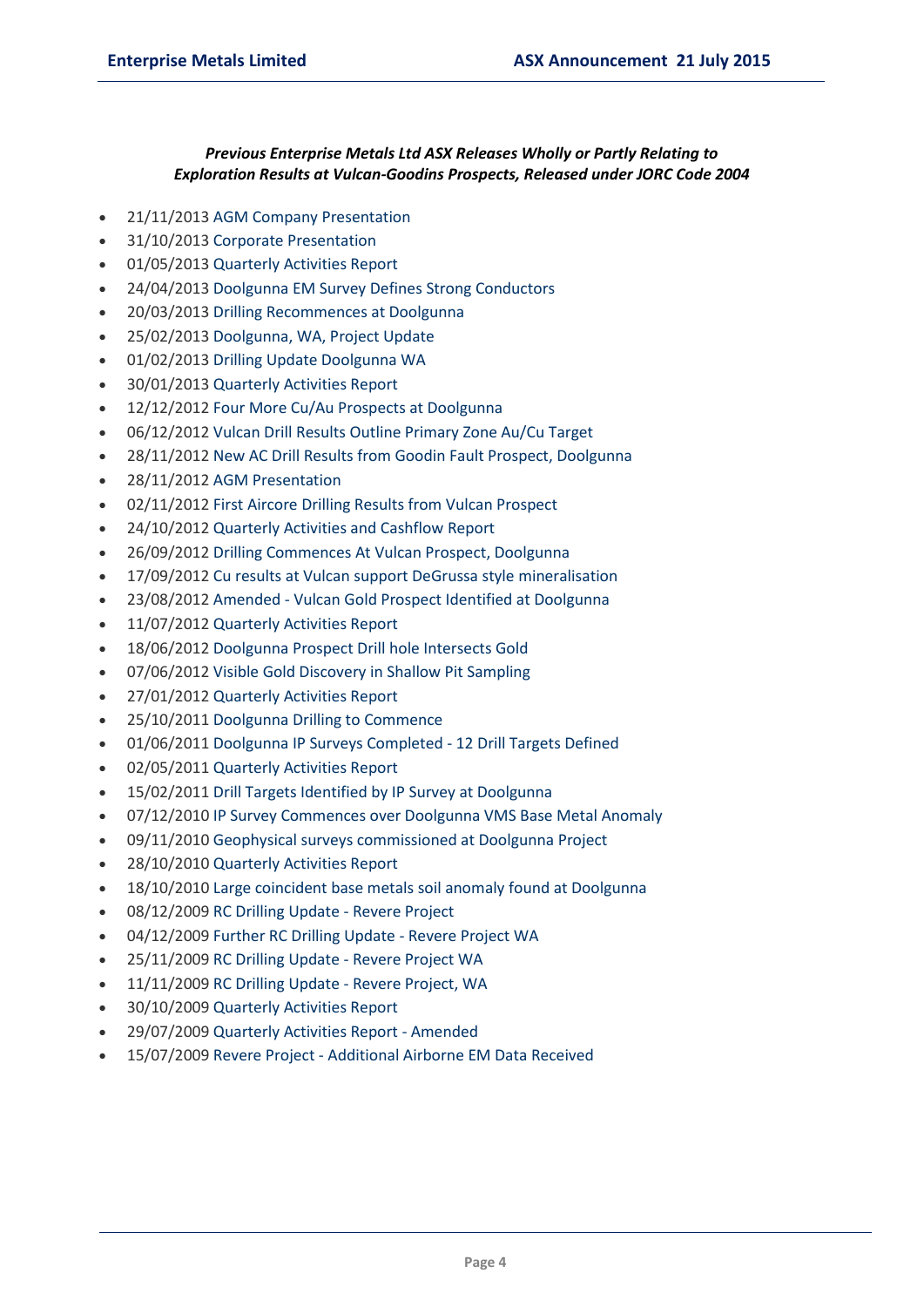***Previous Enterprise Metals Ltd ASX Releases Wholly or Partly Relating to Exploration Results at Vulcan-Goodins Prospects, Released under JORC Code 2004***

- 21/11/2013 AGM Company Presentation
- 31/10/2013 Corporate Presentation
- 01/05/2013 Quarterly Activities Report
- 24/04/2013 Doolgunna EM Survey Defines Strong Conductors
- 20/03/2013 Drilling Recommences at Doolgunna
- 25/02/2013 Doolgunna, WA, Project Update
- 01/02/2013 Drilling Update Doolgunna WA
- 30/01/2013 Quarterly Activities Report
- 12/12/2012 Four More Cu/Au Prospects at Doolgunna
- 06/12/2012 Vulcan Drill Results Outline Primary Zone Au/Cu Target
- 28/11/2012 New AC Drill Results from Goodin Fault Prospect, Doolgunna
- 28/11/2012 AGM Presentation
- 02/11/2012 First Aircore Drilling Results from Vulcan Prospect
- 24/10/2012 Quarterly Activities and Cashflow Report
- 26/09/2012 Drilling Commences At Vulcan Prospect, Doolgunna
- 17/09/2012 Cu results at Vulcan support DeGrussa style mineralisation
- 23/08/2012 Amended - Vulcan Gold Prospect Identified at Doolgunna
- 11/07/2012 Quarterly Activities Report
- 18/06/2012 Doolgunna Prospect Drill hole Intersects Gold
- 07/06/2012 Visible Gold Discovery in Shallow Pit Sampling
- 27/01/2012 Quarterly Activities Report
- 25/10/2011 Doolgunna Drilling to Commence
- 01/06/2011 Doolgunna IP Surveys Completed - 12 Drill Targets Defined
- 02/05/2011 Quarterly Activities Report
- 15/02/2011 Drill Targets Identified by IP Survey at Doolgunna
- 07/12/2010 IP Survey Commences over Doolgunna VMS Base Metal Anomaly
- 09/11/2010 Geophysical surveys commissioned at Doolgunna Project
- 28/10/2010 Quarterly Activities Report
- 18/10/2010 Large coincident base metals soil anomaly found at Doolgunna
- 08/12/2009 RC Drilling Update - Revere Project
- 04/12/2009 Further RC Drilling Update - Revere Project WA
- 25/11/2009 RC Drilling Update - Revere Project WA
- 11/11/2009 RC Drilling Update - Revere Project, WA
- 30/10/2009 Quarterly Activities Report
- 29/07/2009 Quarterly Activities Report - Amended
- 15/07/2009 Revere Project - Additional Airborne EM Data Received